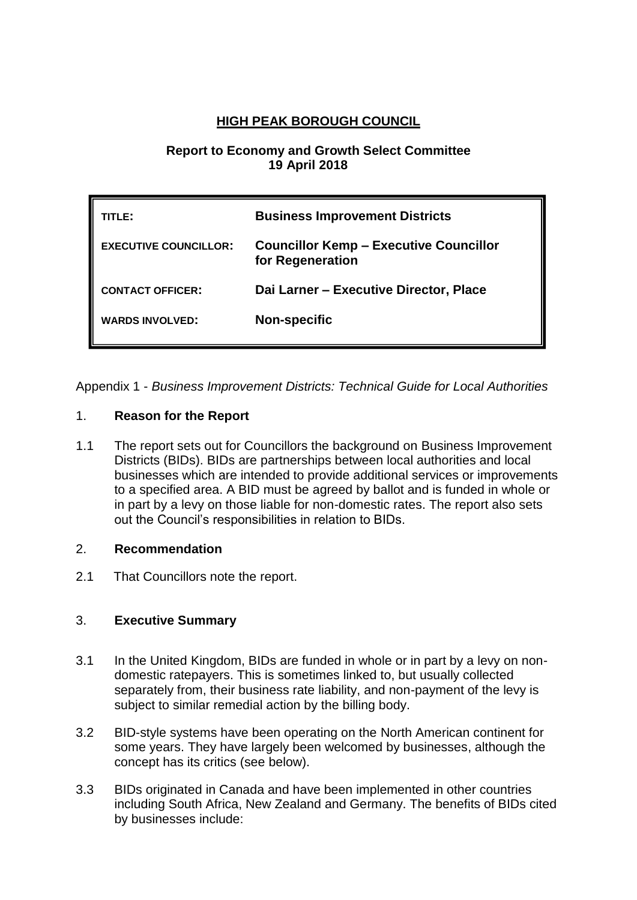# HIGH PEAK BOROUGH COUNCIL

**Report to Economy and Growth Select Committee**
**19 April 2018**

| | |
|---|---|
| **TITLE:** | **Business Improvement Districts** |
| **EXECUTIVE COUNCILLOR:** | **Councillor Kemp – Executive Councillor for Regeneration** |
| **CONTACT OFFICER:** | **Dai Larner – Executive Director, Place** |
| **WARDS INVOLVED:** | **Non-specific** |

Appendix 1 - *Business Improvement Districts: Technical Guide for Local Authorities*

## 1. Reason for the Report

1.1 The report sets out for Councillors the background on Business Improvement Districts (BIDs). BIDs are partnerships between local authorities and local businesses which are intended to provide additional services or improvements to a specified area. A BID must be agreed by ballot and is funded in whole or in part by a levy on those liable for non-domestic rates. The report also sets out the Council's responsibilities in relation to BIDs.

## 2. Recommendation

2.1 That Councillors note the report.

## 3. Executive Summary

3.1 In the United Kingdom, BIDs are funded in whole or in part by a levy on non-domestic ratepayers. This is sometimes linked to, but usually collected separately from, their business rate liability, and non-payment of the levy is subject to similar remedial action by the billing body.

3.2 BID-style systems have been operating on the North American continent for some years. They have largely been welcomed by businesses, although the concept has its critics (see below).

3.3 BIDs originated in Canada and have been implemented in other countries including South Africa, New Zealand and Germany. The benefits of BIDs cited by businesses include: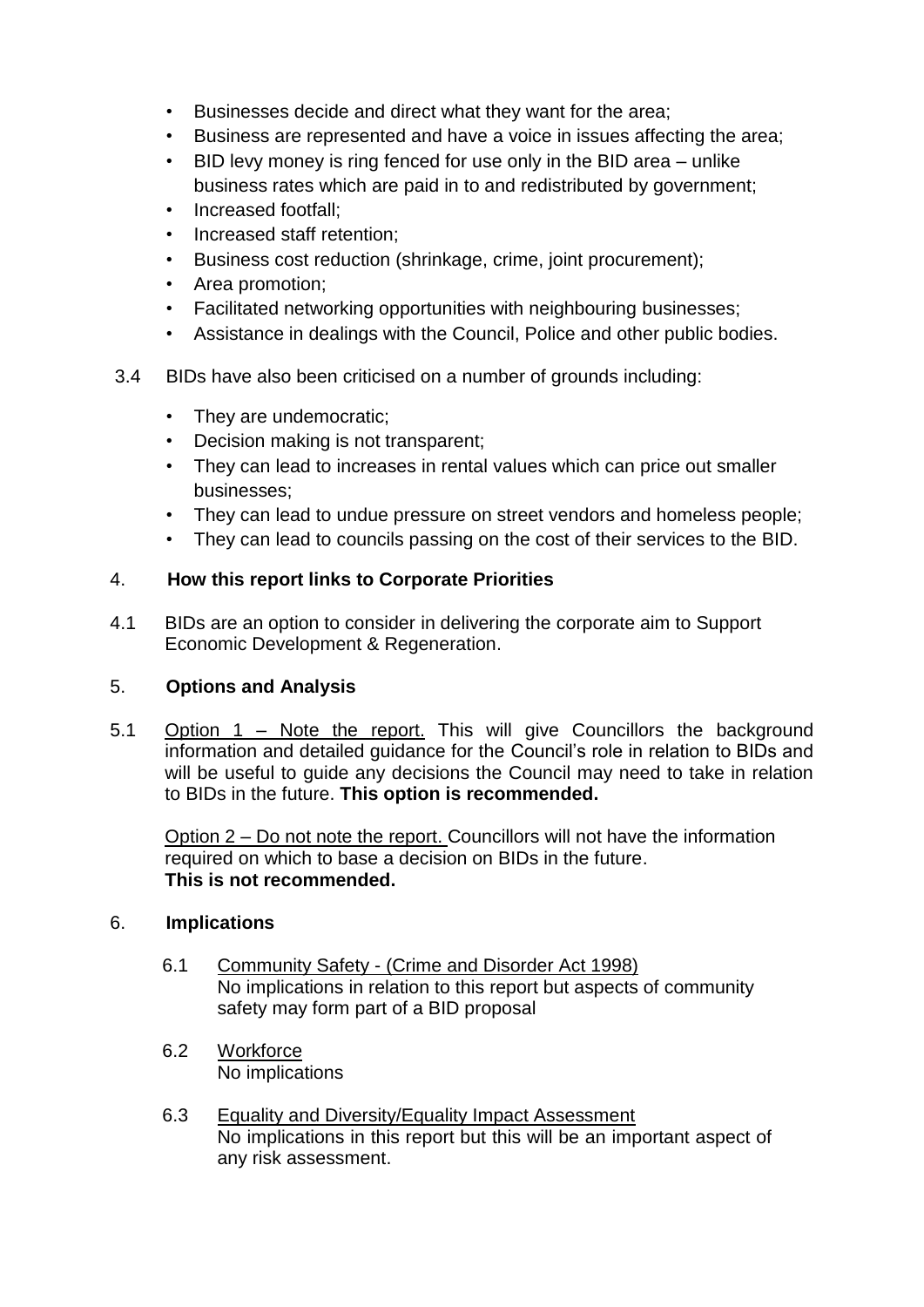- Businesses decide and direct what they want for the area;
- Business are represented and have a voice in issues affecting the area;
- BID levy money is ring fenced for use only in the BID area – unlike business rates which are paid in to and redistributed by government;
- Increased footfall;
- Increased staff retention;
- Business cost reduction (shrinkage, crime, joint procurement);
- Area promotion;
- Facilitated networking opportunities with neighbouring businesses;
- Assistance in dealings with the Council, Police and other public bodies.

3.4 BIDs have also been criticised on a number of grounds including:

- They are undemocratic;
- Decision making is not transparent;
- They can lead to increases in rental values which can price out smaller businesses;
- They can lead to undue pressure on street vendors and homeless people;
- They can lead to councils passing on the cost of their services to the BID.

## 4. How this report links to Corporate Priorities

4.1 BIDs are an option to consider in delivering the corporate aim to Support Economic Development & Regeneration.

## 5. Options and Analysis

5.1 Option 1 – Note the report. This will give Councillors the background information and detailed guidance for the Council's role in relation to BIDs and will be useful to guide any decisions the Council may need to take in relation to BIDs in the future. **This option is recommended.**

Option 2 – Do not note the report. Councillors will not have the information required on which to base a decision on BIDs in the future.
**This is not recommended.**

## 6. Implications

6.1 Community Safety - (Crime and Disorder Act 1998)
No implications in relation to this report but aspects of community safety may form part of a BID proposal

6.2 Workforce
No implications

6.3 Equality and Diversity/Equality Impact Assessment
No implications in this report but this will be an important aspect of any risk assessment.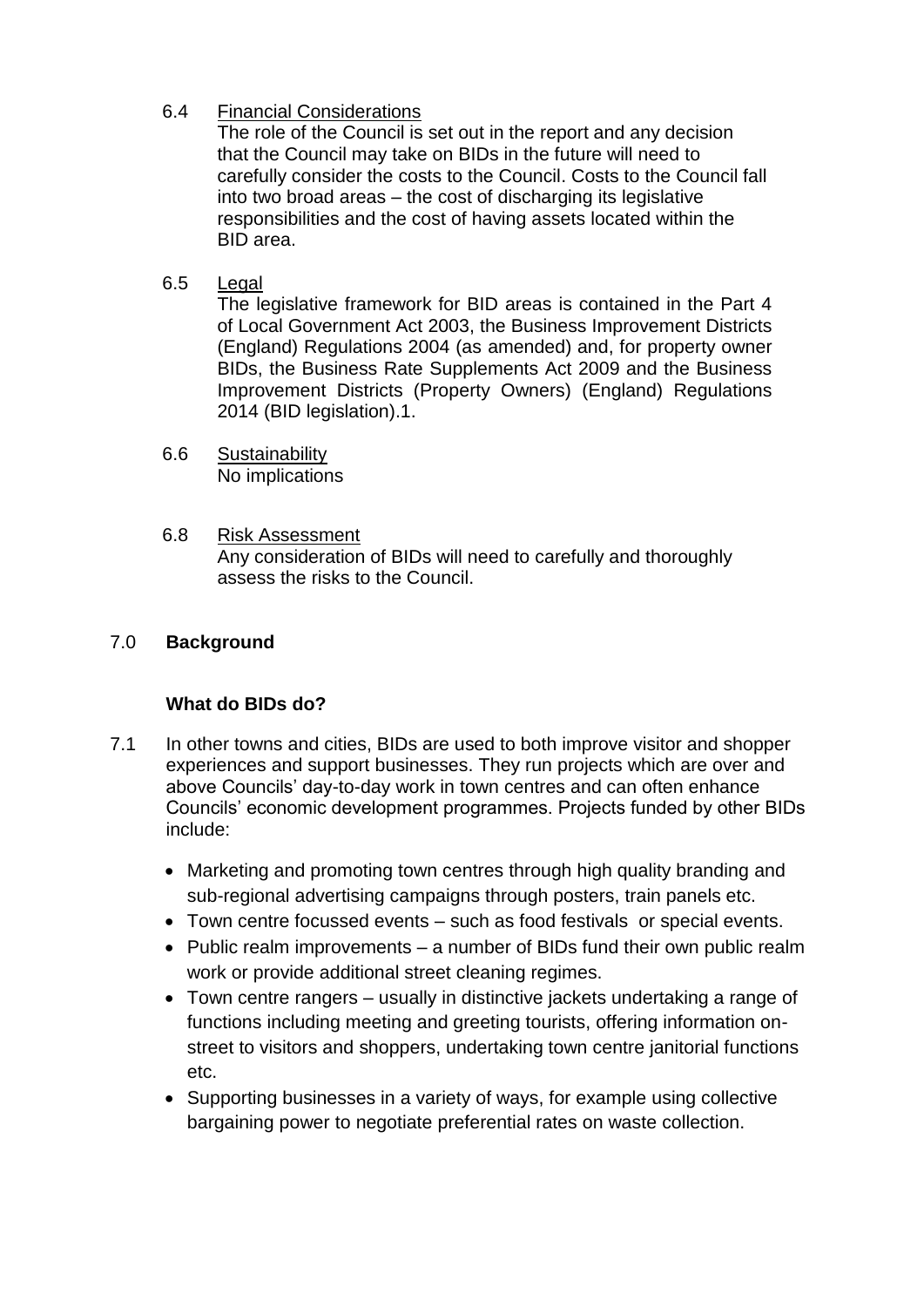6.4 Financial Considerations

The role of the Council is set out in the report and any decision that the Council may take on BIDs in the future will need to carefully consider the costs to the Council. Costs to the Council fall into two broad areas – the cost of discharging its legislative responsibilities and the cost of having assets located within the BID area.

6.5 Legal

The legislative framework for BID areas is contained in the Part 4 of Local Government Act 2003, the Business Improvement Districts (England) Regulations 2004 (as amended) and, for property owner BIDs, the Business Rate Supplements Act 2009 and the Business Improvement Districts (Property Owners) (England) Regulations 2014 (BID legislation).1.

6.6 Sustainability

No implications

6.8 Risk Assessment

Any consideration of BIDs will need to carefully and thoroughly assess the risks to the Council.

## 7.0 Background

### What do BIDs do?

7.1 In other towns and cities, BIDs are used to both improve visitor and shopper experiences and support businesses. They run projects which are over and above Councils' day-to-day work in town centres and can often enhance Councils' economic development programmes. Projects funded by other BIDs include:

- Marketing and promoting town centres through high quality branding and sub-regional advertising campaigns through posters, train panels etc.
- Town centre focussed events – such as food festivals or special events.
- Public realm improvements – a number of BIDs fund their own public realm work or provide additional street cleaning regimes.
- Town centre rangers – usually in distinctive jackets undertaking a range of functions including meeting and greeting tourists, offering information on-street to visitors and shoppers, undertaking town centre janitorial functions etc.
- Supporting businesses in a variety of ways, for example using collective bargaining power to negotiate preferential rates on waste collection.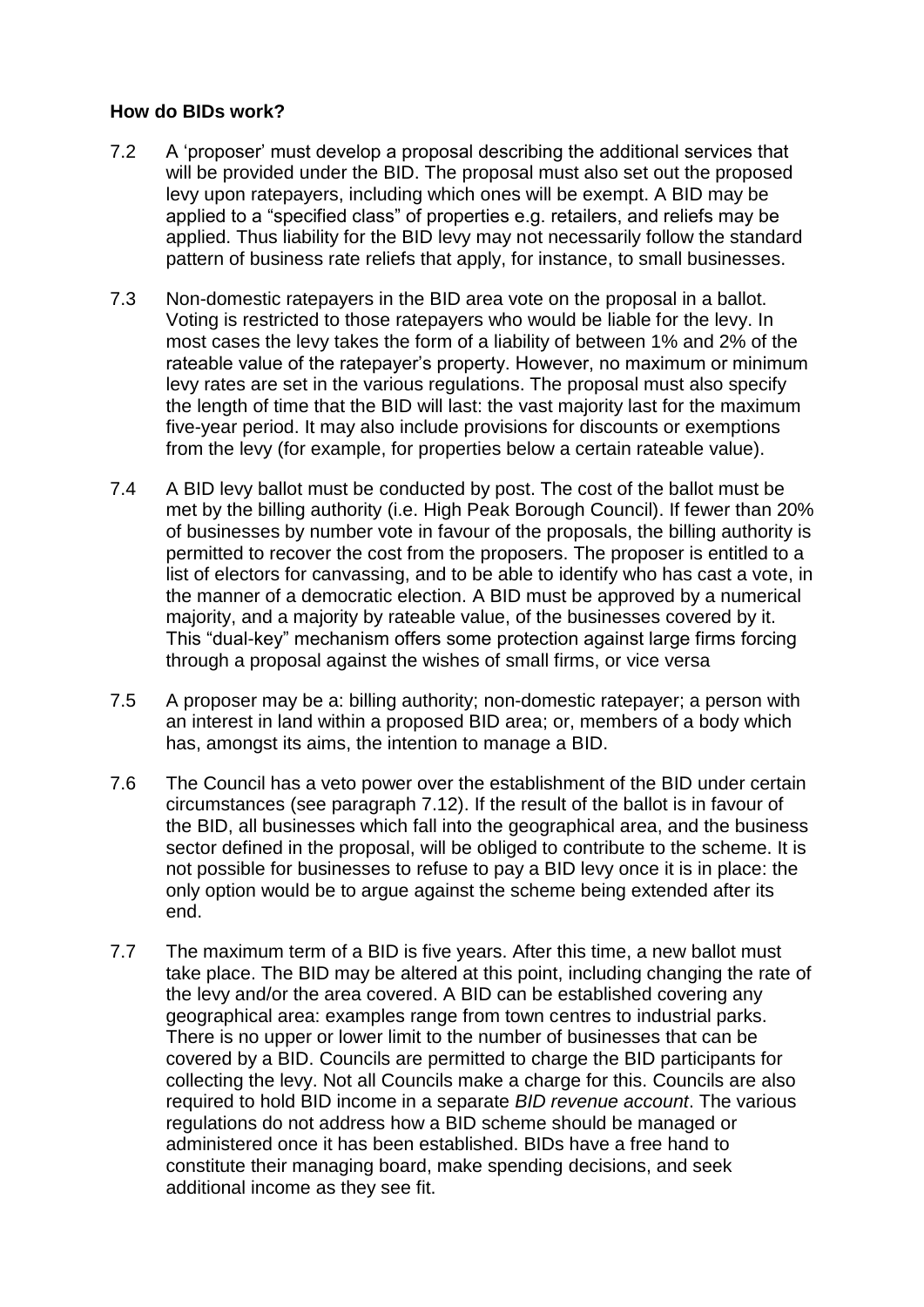**How do BIDs work?**

7.2 A 'proposer' must develop a proposal describing the additional services that will be provided under the BID. The proposal must also set out the proposed levy upon ratepayers, including which ones will be exempt. A BID may be applied to a "specified class" of properties e.g. retailers, and reliefs may be applied. Thus liability for the BID levy may not necessarily follow the standard pattern of business rate reliefs that apply, for instance, to small businesses.

7.3 Non-domestic ratepayers in the BID area vote on the proposal in a ballot. Voting is restricted to those ratepayers who would be liable for the levy. In most cases the levy takes the form of a liability of between 1% and 2% of the rateable value of the ratepayer's property. However, no maximum or minimum levy rates are set in the various regulations. The proposal must also specify the length of time that the BID will last: the vast majority last for the maximum five-year period. It may also include provisions for discounts or exemptions from the levy (for example, for properties below a certain rateable value).

7.4 A BID levy ballot must be conducted by post. The cost of the ballot must be met by the billing authority (i.e. High Peak Borough Council). If fewer than 20% of businesses by number vote in favour of the proposals, the billing authority is permitted to recover the cost from the proposers. The proposer is entitled to a list of electors for canvassing, and to be able to identify who has cast a vote, in the manner of a democratic election. A BID must be approved by a numerical majority, and a majority by rateable value, of the businesses covered by it. This "dual-key" mechanism offers some protection against large firms forcing through a proposal against the wishes of small firms, or vice versa

7.5 A proposer may be a: billing authority; non-domestic ratepayer; a person with an interest in land within a proposed BID area; or, members of a body which has, amongst its aims, the intention to manage a BID.

7.6 The Council has a veto power over the establishment of the BID under certain circumstances (see paragraph 7.12). If the result of the ballot is in favour of the BID, all businesses which fall into the geographical area, and the business sector defined in the proposal, will be obliged to contribute to the scheme. It is not possible for businesses to refuse to pay a BID levy once it is in place: the only option would be to argue against the scheme being extended after its end.

7.7 The maximum term of a BID is five years. After this time, a new ballot must take place. The BID may be altered at this point, including changing the rate of the levy and/or the area covered. A BID can be established covering any geographical area: examples range from town centres to industrial parks. There is no upper or lower limit to the number of businesses that can be covered by a BID. Councils are permitted to charge the BID participants for collecting the levy. Not all Councils make a charge for this. Councils are also required to hold BID income in a separate *BID revenue account*. The various regulations do not address how a BID scheme should be managed or administered once it has been established. BIDs have a free hand to constitute their managing board, make spending decisions, and seek additional income as they see fit.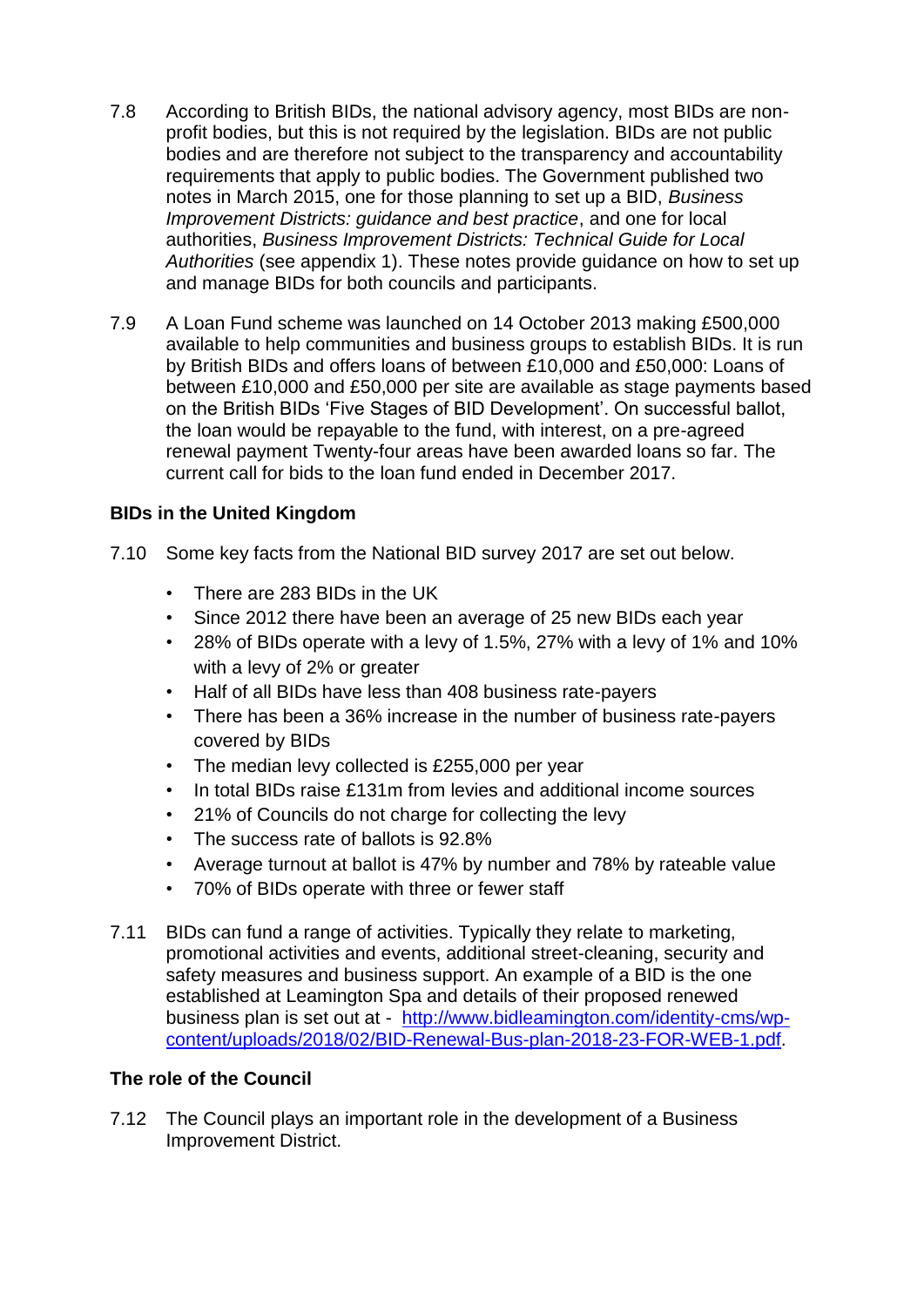7.8 According to British BIDs, the national advisory agency, most BIDs are non-profit bodies, but this is not required by the legislation. BIDs are not public bodies and are therefore not subject to the transparency and accountability requirements that apply to public bodies. The Government published two notes in March 2015, one for those planning to set up a BID, *Business Improvement Districts: guidance and best practice*, and one for local authorities, *Business Improvement Districts: Technical Guide for Local Authorities* (see appendix 1). These notes provide guidance on how to set up and manage BIDs for both councils and participants.

7.9 A Loan Fund scheme was launched on 14 October 2013 making £500,000 available to help communities and business groups to establish BIDs. It is run by British BIDs and offers loans of between £10,000 and £50,000: Loans of between £10,000 and £50,000 per site are available as stage payments based on the British BIDs 'Five Stages of BID Development'. On successful ballot, the loan would be repayable to the fund, with interest, on a pre-agreed renewal payment Twenty-four areas have been awarded loans so far. The current call for bids to the loan fund ended in December 2017.

**BIDs in the United Kingdom**

7.10 Some key facts from the National BID survey 2017 are set out below.

- There are 283 BIDs in the UK
- Since 2012 there have been an average of 25 new BIDs each year
- 28% of BIDs operate with a levy of 1.5%, 27% with a levy of 1% and 10% with a levy of 2% or greater
- Half of all BIDs have less than 408 business rate-payers
- There has been a 36% increase in the number of business rate-payers covered by BIDs
- The median levy collected is £255,000 per year
- In total BIDs raise £131m from levies and additional income sources
- 21% of Councils do not charge for collecting the levy
- The success rate of ballots is 92.8%
- Average turnout at ballot is 47% by number and 78% by rateable value
- 70% of BIDs operate with three or fewer staff

7.11 BIDs can fund a range of activities. Typically they relate to marketing, promotional activities and events, additional street-cleaning, security and safety measures and business support. An example of a BID is the one established at Leamington Spa and details of their proposed renewed business plan is set out at - [http://www.bidleamington.com/identity-cms/wp-content/uploads/2018/02/BID-Renewal-Bus-plan-2018-23-FOR-WEB-1.pdf](http://www.bidleamington.com/identity-cms/wp-content/uploads/2018/02/BID-Renewal-Bus-plan-2018-23-FOR-WEB-1.pdf).

**The role of the Council**

7.12 The Council plays an important role in the development of a Business Improvement District.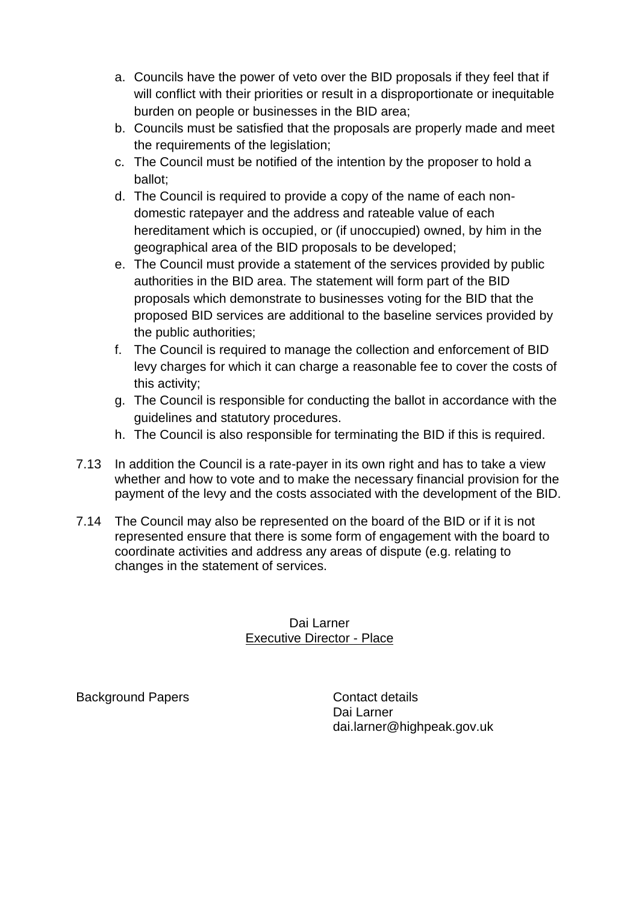a. Councils have the power of veto over the BID proposals if they feel that if will conflict with their priorities or result in a disproportionate or inequitable burden on people or businesses in the BID area;
b. Councils must be satisfied that the proposals are properly made and meet the requirements of the legislation;
c. The Council must be notified of the intention by the proposer to hold a ballot;
d. The Council is required to provide a copy of the name of each non-domestic ratepayer and the address and rateable value of each hereditament which is occupied, or (if unoccupied) owned, by him in the geographical area of the BID proposals to be developed;
e. The Council must provide a statement of the services provided by public authorities in the BID area. The statement will form part of the BID proposals which demonstrate to businesses voting for the BID that the proposed BID services are additional to the baseline services provided by the public authorities;
f. The Council is required to manage the collection and enforcement of BID levy charges for which it can charge a reasonable fee to cover the costs of this activity;
g. The Council is responsible for conducting the ballot in accordance with the guidelines and statutory procedures.
h. The Council is also responsible for terminating the BID if this is required.

7.13 In addition the Council is a rate-payer in its own right and has to take a view whether and how to vote and to make the necessary financial provision for the payment of the levy and the costs associated with the development of the BID.

7.14 The Council may also be represented on the board of the BID or if it is not represented ensure that there is some form of engagement with the board to coordinate activities and address any areas of dispute (e.g. relating to changes in the statement of services.

Dai Larner
Executive Director - Place

Background Papers

Contact details
Dai Larner
dai.larner@highpeak.gov.uk